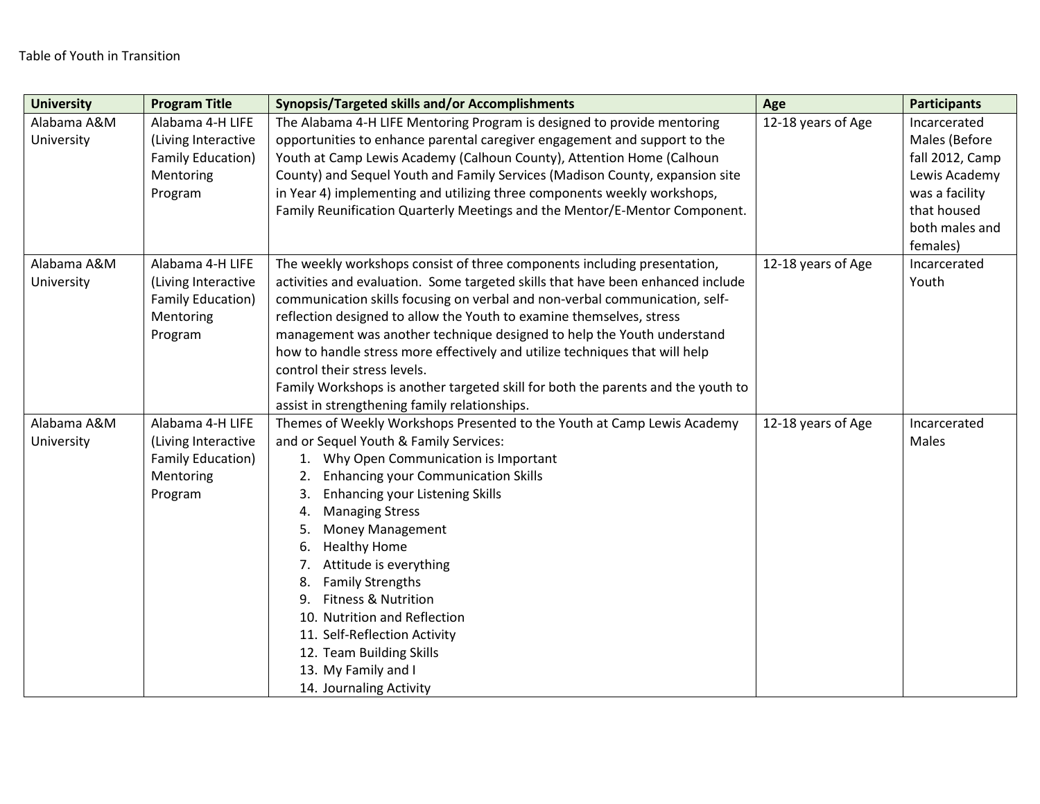Table of Youth in Transition

| University | Program Title | Synopsis/Targeted skills and/or Accomplishments | Age | Participants |
| --- | --- | --- | --- | --- |
| Alabama A&M University | Alabama 4-H LIFE (Living Interactive Family Education) Mentoring Program | The Alabama 4-H LIFE Mentoring Program is designed to provide mentoring opportunities to enhance parental caregiver engagement and support to the Youth at Camp Lewis Academy (Calhoun County), Attention Home (Calhoun County) and Sequel Youth and Family Services (Madison County, expansion site in Year 4) implementing and utilizing three components weekly workshops, Family Reunification Quarterly Meetings and the Mentor/E-Mentor Component. | 12-18 years of Age | Incarcerated Males (Before fall 2012, Camp Lewis Academy was a facility that housed both males and females) |
| Alabama A&M University | Alabama 4-H LIFE (Living Interactive Family Education) Mentoring Program | The weekly workshops consist of three components including presentation, activities and evaluation. Some targeted skills that have been enhanced include communication skills focusing on verbal and non-verbal communication, self-reflection designed to allow the Youth to examine themselves, stress management was another technique designed to help the Youth understand how to handle stress more effectively and utilize techniques that will help control their stress levels.<br>Family Workshops is another targeted skill for both the parents and the youth to assist in strengthening family relationships. | 12-18 years of Age | Incarcerated Youth |
| Alabama A&M University | Alabama 4-H LIFE (Living Interactive Family Education) Mentoring Program | Themes of Weekly Workshops Presented to the Youth at Camp Lewis Academy and or Sequel Youth & Family Services:<br>1. Why Open Communication is Important<br>2. Enhancing your Communication Skills<br>3. Enhancing your Listening Skills<br>4. Managing Stress<br>5. Money Management<br>6. Healthy Home<br>7. Attitude is everything<br>8. Family Strengths<br>9. Fitness & Nutrition<br>10. Nutrition and Reflection<br>11. Self-Reflection Activity<br>12. Team Building Skills<br>13. My Family and I<br>14. Journaling Activity | 12-18 years of Age | Incarcerated Males |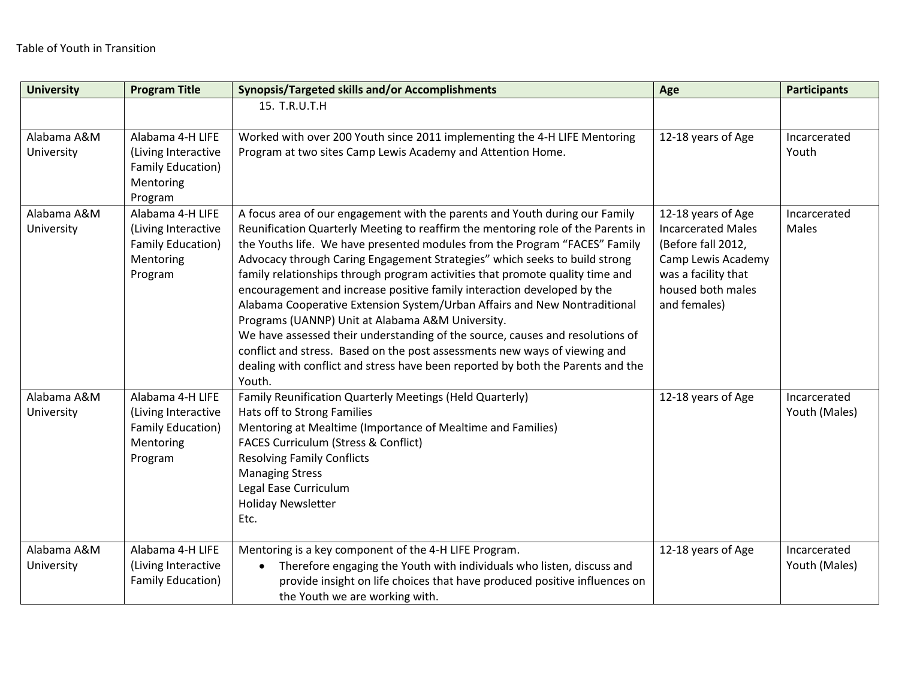Table of Youth in Transition

| University | Program Title | Synopsis/Targeted skills and/or Accomplishments | Age | Participants |
|---|---|---|---|---|
| | | 15. T.R.U.T.H | | |
| Alabama A&M University | Alabama 4-H LIFE (Living Interactive Family Education) Mentoring Program | Worked with over 200 Youth since 2011 implementing the 4-H LIFE Mentoring Program at two sites Camp Lewis Academy and Attention Home. | 12-18 years of Age | Incarcerated Youth |
| Alabama A&M University | Alabama 4-H LIFE (Living Interactive Family Education) Mentoring Program | A focus area of our engagement with the parents and Youth during our Family Reunification Quarterly Meeting to reaffirm the mentoring role of the Parents in the Youths life. We have presented modules from the Program "FACES" Family Advocacy through Caring Engagement Strategies" which seeks to build strong family relationships through program activities that promote quality time and encouragement and increase positive family interaction developed by the Alabama Cooperative Extension System/Urban Affairs and New Nontraditional Programs (UANNP) Unit at Alabama A&M University.<br>We have assessed their understanding of the source, causes and resolutions of conflict and stress. Based on the post assessments new ways of viewing and dealing with conflict and stress have been reported by both the Parents and the Youth. | 12-18 years of Age Incarcerated Males (Before fall 2012, Camp Lewis Academy was a facility that housed both males and females) | Incarcerated Males |
| Alabama A&M University | Alabama 4-H LIFE (Living Interactive Family Education) Mentoring Program | Family Reunification Quarterly Meetings (Held Quarterly)<br>Hats off to Strong Families<br>Mentoring at Mealtime (Importance of Mealtime and Families)<br>FACES Curriculum (Stress & Conflict)<br>Resolving Family Conflicts<br>Managing Stress<br>Legal Ease Curriculum<br>Holiday Newsletter<br>Etc. | 12-18 years of Age | Incarcerated Youth (Males) |
| Alabama A&M University | Alabama 4-H LIFE (Living Interactive Family Education) | Mentoring is a key component of the 4-H LIFE Program.<br>• Therefore engaging the Youth with individuals who listen, discuss and provide insight on life choices that have produced positive influences on the Youth we are working with. | 12-18 years of Age | Incarcerated Youth (Males) |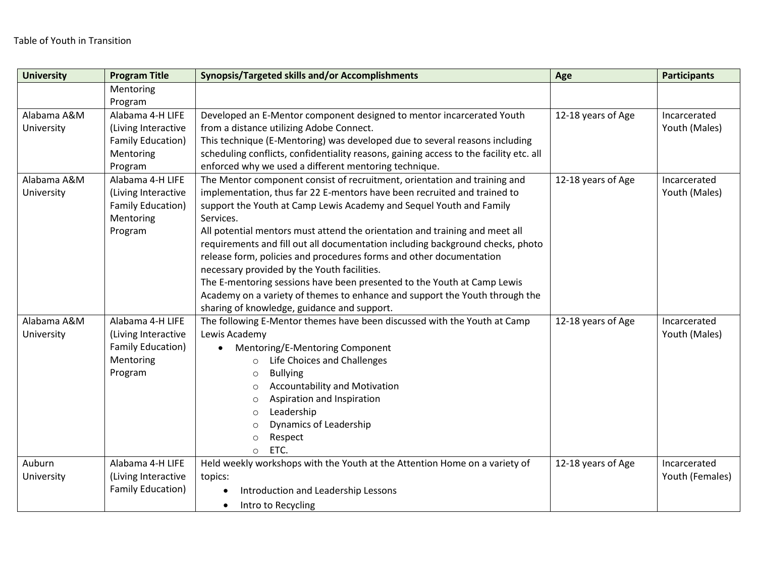Table of Youth in Transition

| University | Program Title | Synopsis/Targeted skills and/or Accomplishments | Age | Participants |
|---|---|---|---|---|
| | Mentoring Program | | | |
| Alabama A&M University | Alabama 4-H LIFE (Living Interactive Family Education) Mentoring Program | Developed an E-Mentor component designed to mentor incarcerated Youth from a distance utilizing Adobe Connect.<br>This technique (E-Mentoring) was developed due to several reasons including scheduling conflicts, confidentiality reasons, gaining access to the facility etc. all enforced why we used a different mentoring technique. | 12-18 years of Age | Incarcerated Youth (Males) |
| Alabama A&M University | Alabama 4-H LIFE (Living Interactive Family Education) Mentoring Program | The Mentor component consist of recruitment, orientation and training and implementation, thus far 22 E-mentors have been recruited and trained to support the Youth at Camp Lewis Academy and Sequel Youth and Family Services.<br>All potential mentors must attend the orientation and training and meet all requirements and fill out all documentation including background checks, photo release form, policies and procedures forms and other documentation necessary provided by the Youth facilities.<br>The E-mentoring sessions have been presented to the Youth at Camp Lewis Academy on a variety of themes to enhance and support the Youth through the sharing of knowledge, guidance and support. | 12-18 years of Age | Incarcerated Youth (Males) |
| Alabama A&M University | Alabama 4-H LIFE (Living Interactive Family Education) Mentoring Program | The following E-Mentor themes have been discussed with the Youth at Camp Lewis Academy<br>• Mentoring/E-Mentoring Component<br>&nbsp;&nbsp;&nbsp;&nbsp;○ Life Choices and Challenges<br>&nbsp;&nbsp;&nbsp;&nbsp;○ Bullying<br>&nbsp;&nbsp;&nbsp;&nbsp;○ Accountability and Motivation<br>&nbsp;&nbsp;&nbsp;&nbsp;○ Aspiration and Inspiration<br>&nbsp;&nbsp;&nbsp;&nbsp;○ Leadership<br>&nbsp;&nbsp;&nbsp;&nbsp;○ Dynamics of Leadership<br>&nbsp;&nbsp;&nbsp;&nbsp;○ Respect<br>&nbsp;&nbsp;&nbsp;&nbsp;○ ETC. | 12-18 years of Age | Incarcerated Youth (Males) |
| Auburn University | Alabama 4-H LIFE (Living Interactive Family Education) | Held weekly workshops with the Youth at the Attention Home on a variety of topics:<br>• Introduction and Leadership Lessons<br>• Intro to Recycling | 12-18 years of Age | Incarcerated Youth (Females) |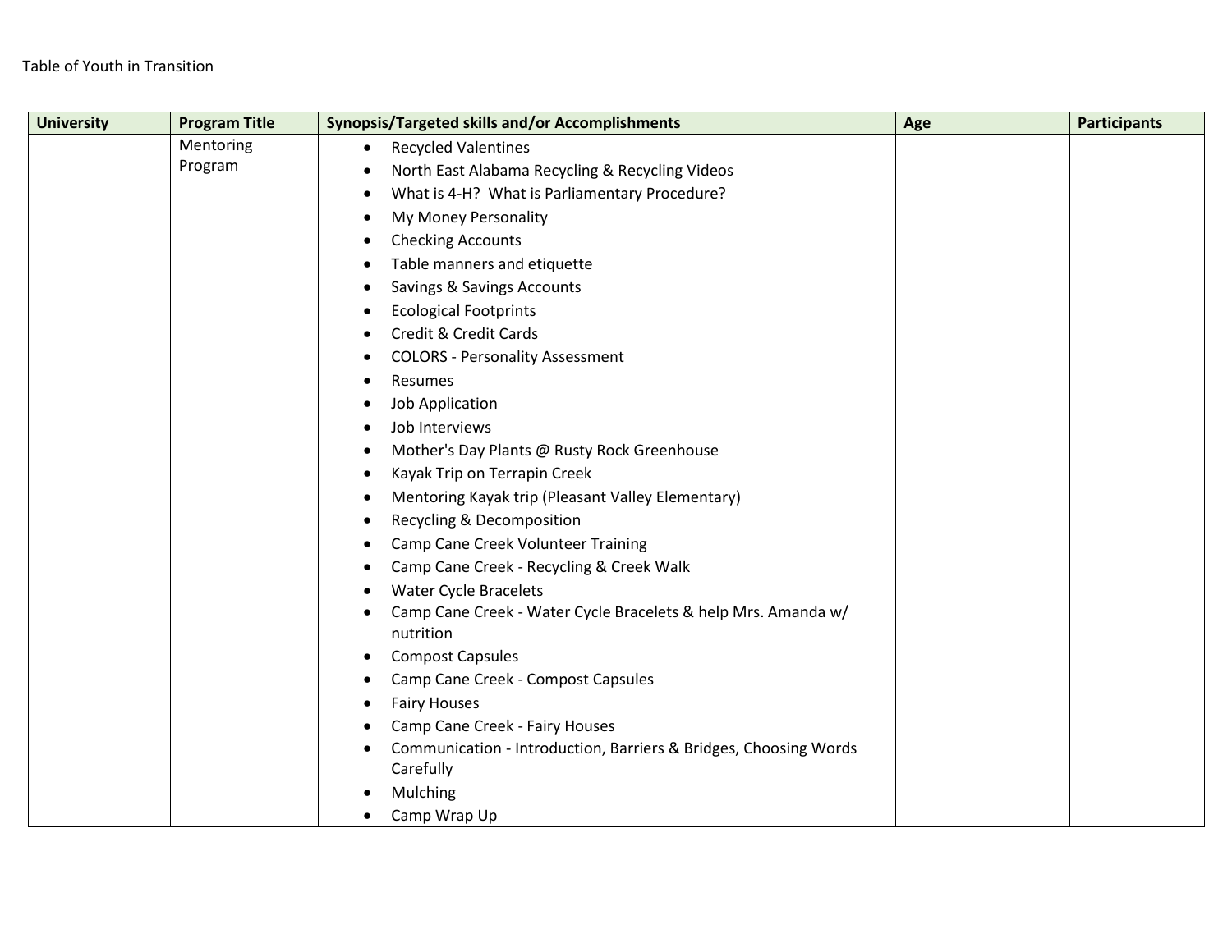Table of Youth in Transition

| University | Program Title | Synopsis/Targeted skills and/or Accomplishments | Age | Participants |
|---|---|---|---|---|
| | Mentoring Program | • Recycled Valentines<br>• North East Alabama Recycling & Recycling Videos<br>• What is 4-H? What is Parliamentary Procedure?<br>• My Money Personality<br>• Checking Accounts<br>• Table manners and etiquette<br>• Savings & Savings Accounts<br>• Ecological Footprints<br>• Credit & Credit Cards<br>• COLORS - Personality Assessment<br>• Resumes<br>• Job Application<br>• Job Interviews<br>• Mother's Day Plants @ Rusty Rock Greenhouse<br>• Kayak Trip on Terrapin Creek<br>• Mentoring Kayak trip (Pleasant Valley Elementary)<br>• Recycling & Decomposition<br>• Camp Cane Creek Volunteer Training<br>• Camp Cane Creek - Recycling & Creek Walk<br>• Water Cycle Bracelets<br>• Camp Cane Creek - Water Cycle Bracelets & help Mrs. Amanda w/ nutrition<br>• Compost Capsules<br>• Camp Cane Creek - Compost Capsules<br>• Fairy Houses<br>• Camp Cane Creek - Fairy Houses<br>• Communication - Introduction, Barriers & Bridges, Choosing Words Carefully<br>• Mulching<br>• Camp Wrap Up | | |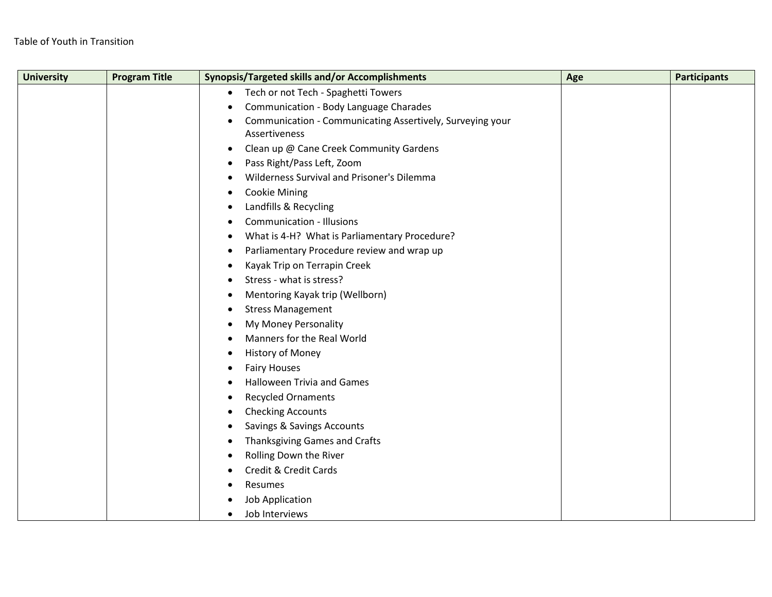Table of Youth in Transition

| University | Program Title | Synopsis/Targeted skills and/or Accomplishments | Age | Participants |
|---|---|---|---|---|
| | | • Tech or not Tech - Spaghetti Towers<br>• Communication - Body Language Charades<br>• Communication - Communicating Assertively, Surveying your Assertiveness<br>• Clean up @ Cane Creek Community Gardens<br>• Pass Right/Pass Left, Zoom<br>• Wilderness Survival and Prisoner's Dilemma<br>• Cookie Mining<br>• Landfills & Recycling<br>• Communication - Illusions<br>• What is 4-H?  What is Parliamentary Procedure?<br>• Parliamentary Procedure review and wrap up<br>• Kayak Trip on Terrapin Creek<br>• Stress - what is stress?<br>• Mentoring Kayak trip (Wellborn)<br>• Stress Management<br>• My Money Personality<br>• Manners for the Real World<br>• History of Money<br>• Fairy Houses<br>• Halloween Trivia and Games<br>• Recycled Ornaments<br>• Checking Accounts<br>• Savings & Savings Accounts<br>• Thanksgiving Games and Crafts<br>• Rolling Down the River<br>• Credit & Credit Cards<br>• Resumes<br>• Job Application<br>• Job Interviews | | |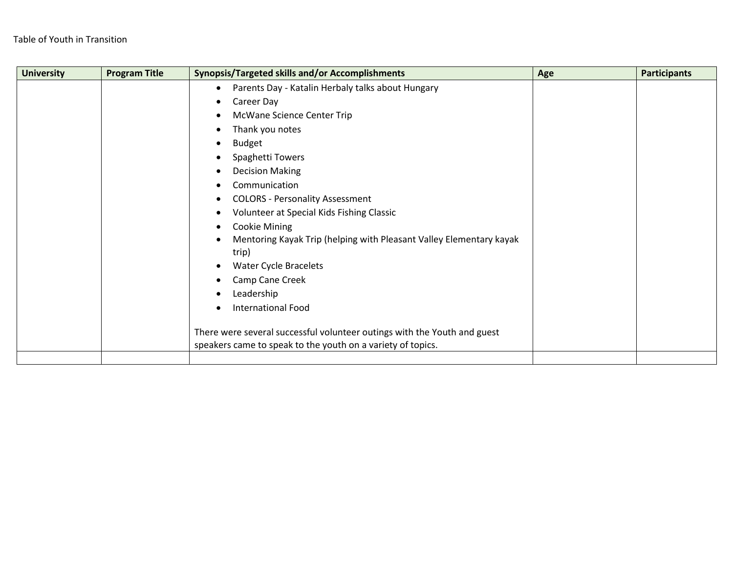Table of Youth in Transition

| University | Program Title | Synopsis/Targeted skills and/or Accomplishments | Age | Participants |
|---|---|---|---|---|
| | | • Parents Day - Katalin Herbaly talks about Hungary<br>• Career Day<br>• McWane Science Center Trip<br>• Thank you notes<br>• Budget<br>• Spaghetti Towers<br>• Decision Making<br>• Communication<br>• COLORS - Personality Assessment<br>• Volunteer at Special Kids Fishing Classic<br>• Cookie Mining<br>• Mentoring Kayak Trip (helping with Pleasant Valley Elementary kayak trip)<br>• Water Cycle Bracelets<br>• Camp Cane Creek<br>• Leadership<br>• International Food<br><br>There were several successful volunteer outings with the Youth and guest speakers came to speak to the youth on a variety of topics. | | |
| | | | | |